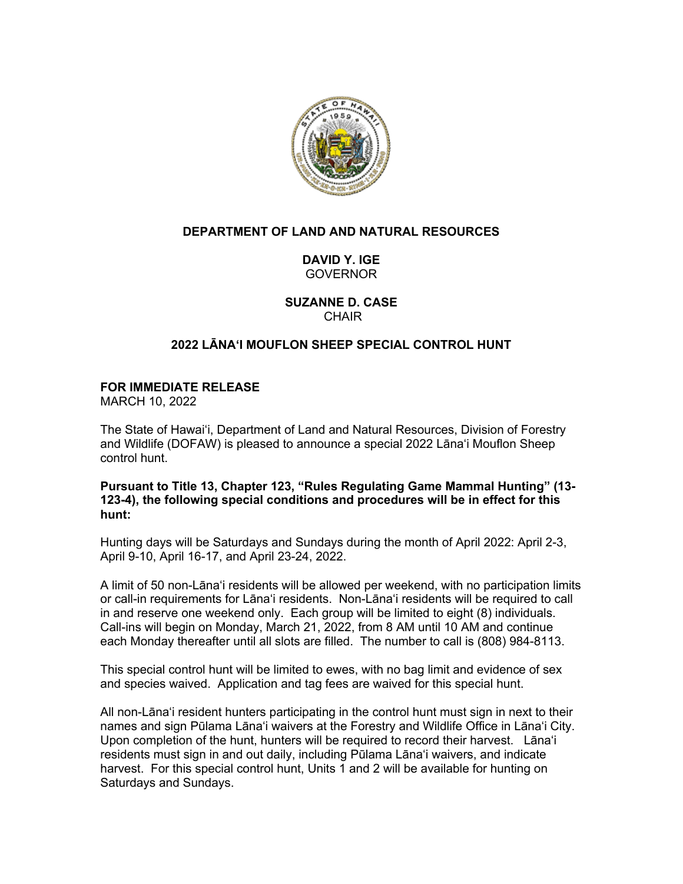**DEPARTMENT OF LAND AND NATURAL RESOURCES**

**DAVID Y. IGE**
GOVERNOR

**SUZANNE D. CASE**
CHAIR

# 2022 LĀNAʻI MOUFLON SHEEP SPECIAL CONTROL HUNT

**FOR IMMEDIATE RELEASE**
MARCH 10, 2022

The State of Hawaiʻi, Department of Land and Natural Resources, Division of Forestry and Wildlife (DOFAW) is pleased to announce a special 2022 Lānaʻi Mouflon Sheep control hunt.

**Pursuant to Title 13, Chapter 123, "Rules Regulating Game Mammal Hunting" (13-123-4), the following special conditions and procedures will be in effect for this hunt:**

Hunting days will be Saturdays and Sundays during the month of April 2022: April 2-3, April 9-10, April 16-17, and April 23-24, 2022.

A limit of 50 non-Lānaʻi residents will be allowed per weekend, with no participation limits or call-in requirements for Lānaʻi residents. Non-Lānaʻi residents will be required to call in and reserve one weekend only. Each group will be limited to eight (8) individuals. Call-ins will begin on Monday, March 21, 2022, from 8 AM until 10 AM and continue each Monday thereafter until all slots are filled. The number to call is (808) 984-8113.

This special control hunt will be limited to ewes, with no bag limit and evidence of sex and species waived. Application and tag fees are waived for this special hunt.

All non-Lānaʻi resident hunters participating in the control hunt must sign in next to their names and sign Pūlama Lānaʻi waivers at the Forestry and Wildlife Office in Lānaʻi City. Upon completion of the hunt, hunters will be required to record their harvest. Lānaʻi residents must sign in and out daily, including Pūlama Lānaʻi waivers, and indicate harvest. For this special control hunt, Units 1 and 2 will be available for hunting on Saturdays and Sundays.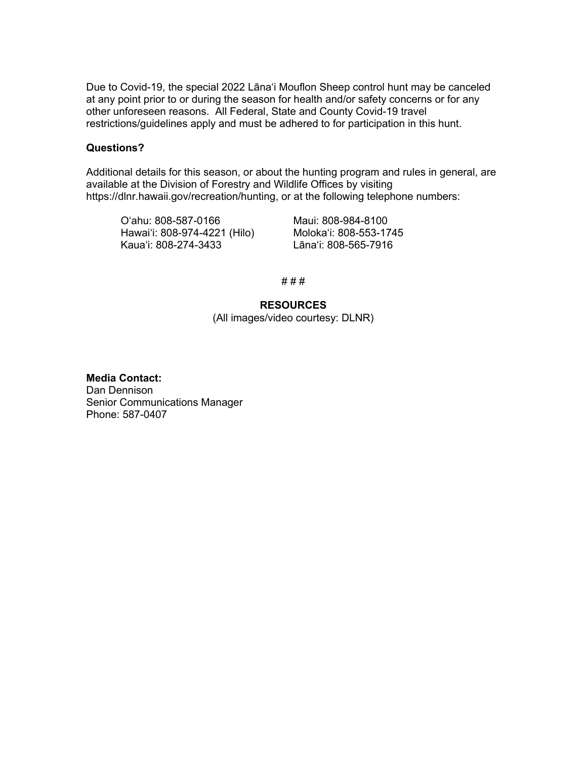Due to Covid-19, the special 2022 Lānaʻi Mouflon Sheep control hunt may be canceled at any point prior to or during the season for health and/or safety concerns or for any other unforeseen reasons. All Federal, State and County Covid-19 travel restrictions/guidelines apply and must be adhered to for participation in this hunt.

**Questions?**

Additional details for this season, or about the hunting program and rules in general, are available at the Division of Forestry and Wildlife Offices by visiting https://dlnr.hawaii.gov/recreation/hunting, or at the following telephone numbers:

Oʻahu: 808-587-0166
Hawaiʻi: 808-974-4221 (Hilo)
Kauaʻi: 808-274-3433
Maui: 808-984-8100
Molokaʻi: 808-553-1745
Lānaʻi: 808-565-7916

# # #

**RESOURCES**
(All images/video courtesy: DLNR)

**Media Contact:**
Dan Dennison
Senior Communications Manager
Phone: 587-0407